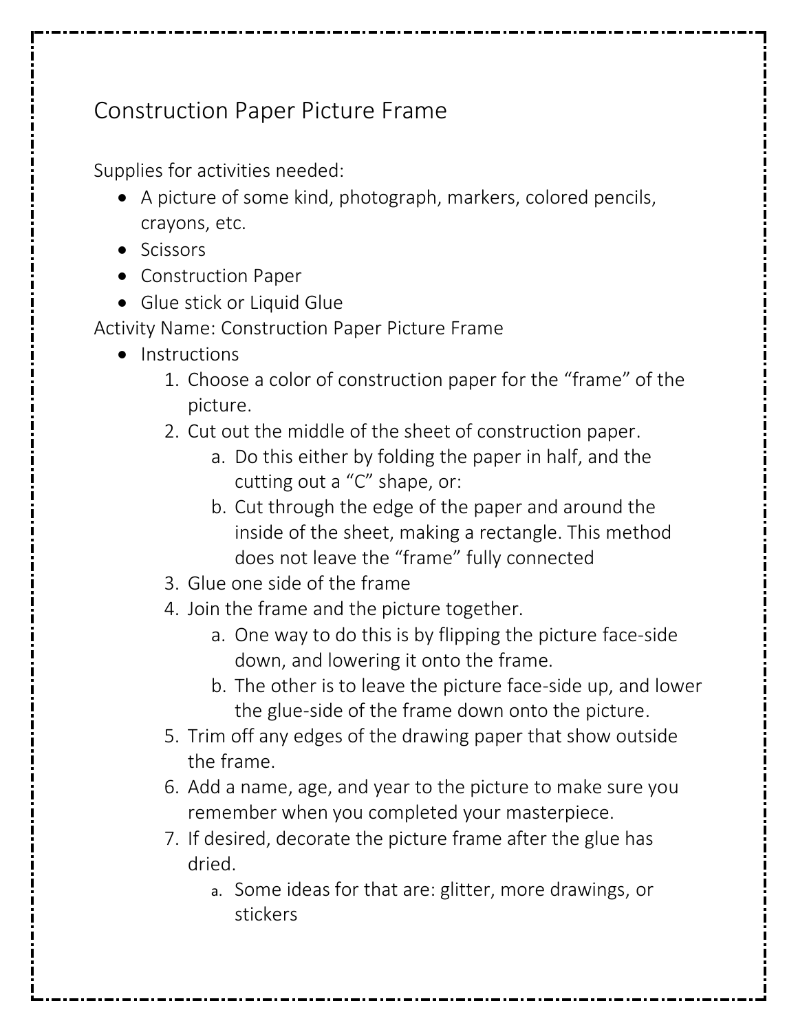# Construction Paper Picture Frame

Supplies for activities needed:

- A picture of some kind, photograph, markers, colored pencils, crayons, etc.
- Scissors
- Construction Paper
- Glue stick or Liquid Glue

Activity Name: Construction Paper Picture Frame

- Instructions
    1. Choose a color of construction paper for the “frame” of the picture.
    2. Cut out the middle of the sheet of construction paper.
        a. Do this either by folding the paper in half, and the cutting out a “C” shape, or:
        b. Cut through the edge of the paper and around the inside of the sheet, making a rectangle. This method does not leave the “frame” fully connected
    3. Glue one side of the frame
    4. Join the frame and the picture together.
        a. One way to do this is by flipping the picture face-side down, and lowering it onto the frame.
        b. The other is to leave the picture face-side up, and lower the glue-side of the frame down onto the picture.
    5. Trim off any edges of the drawing paper that show outside the frame.
    6. Add a name, age, and year to the picture to make sure you remember when you completed your masterpiece.
    7. If desired, decorate the picture frame after the glue has dried.
        a. Some ideas for that are: glitter, more drawings, or stickers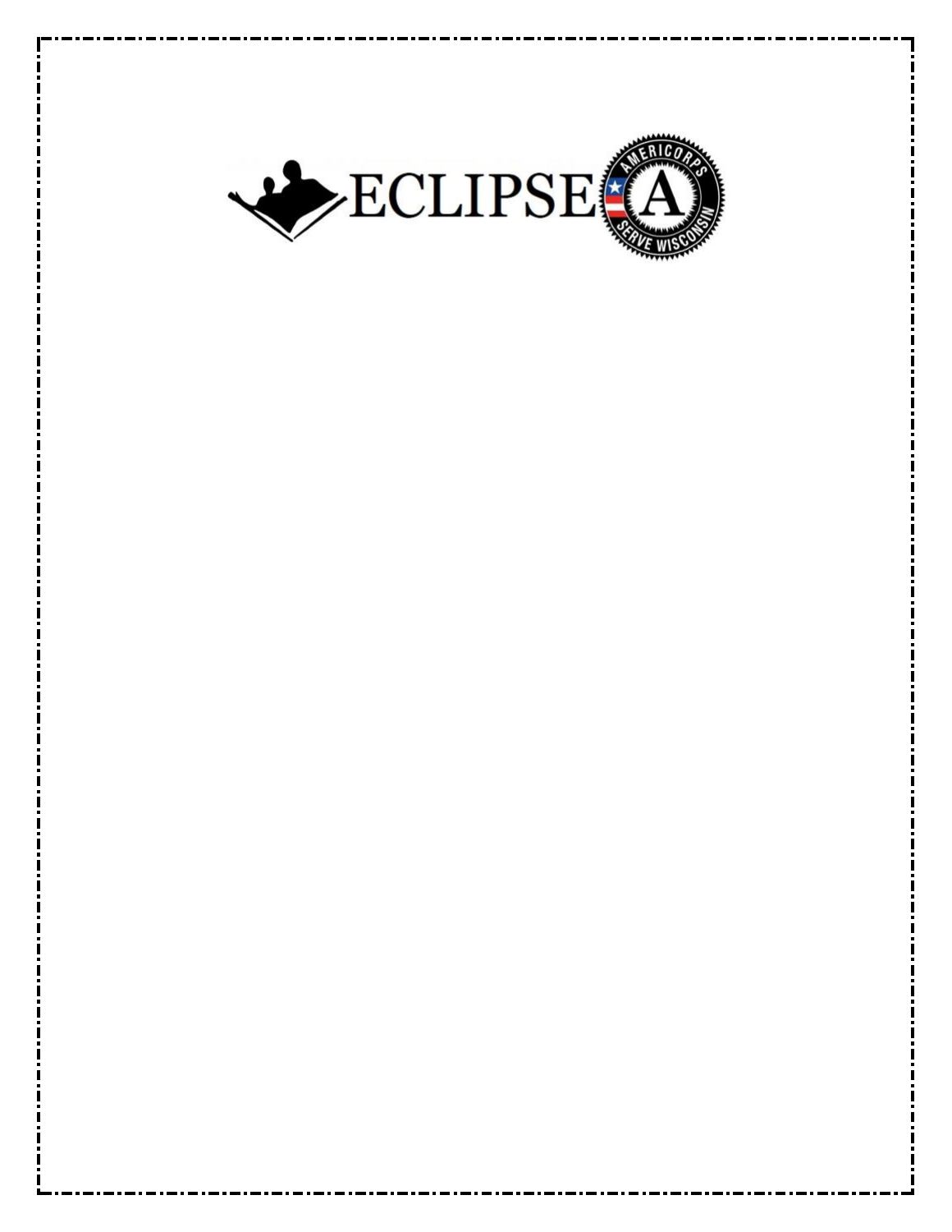ECLIPSE

AMERICORPS

SERVE WISCONSIN

A